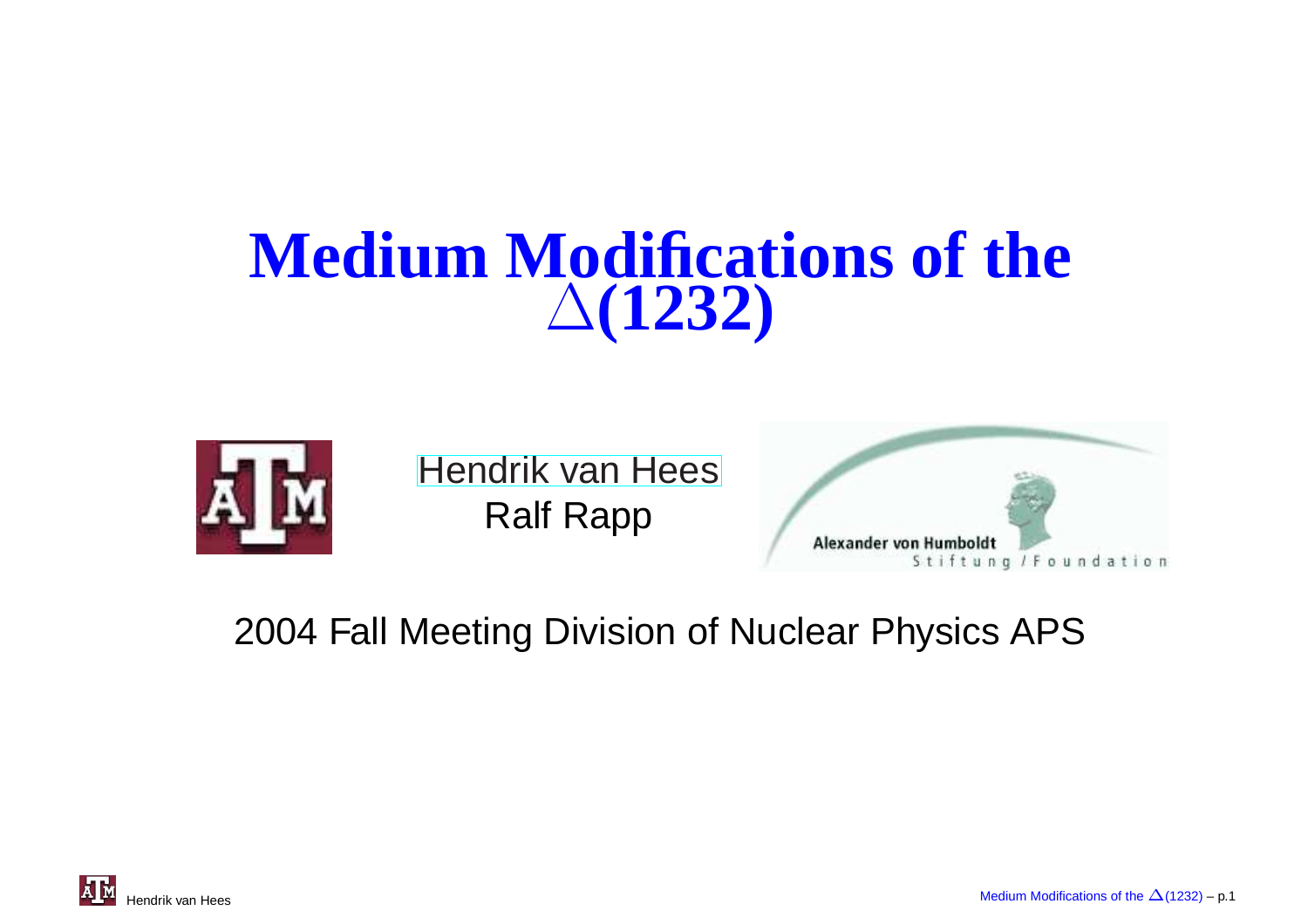# Medium Modifications of the $\Delta$(1232)

Hendrik van Hees
Ralf Rapp

Alexander von Humboldt Stiftung / Foundation

2004 Fall Meeting Division of Nuclear Physics APS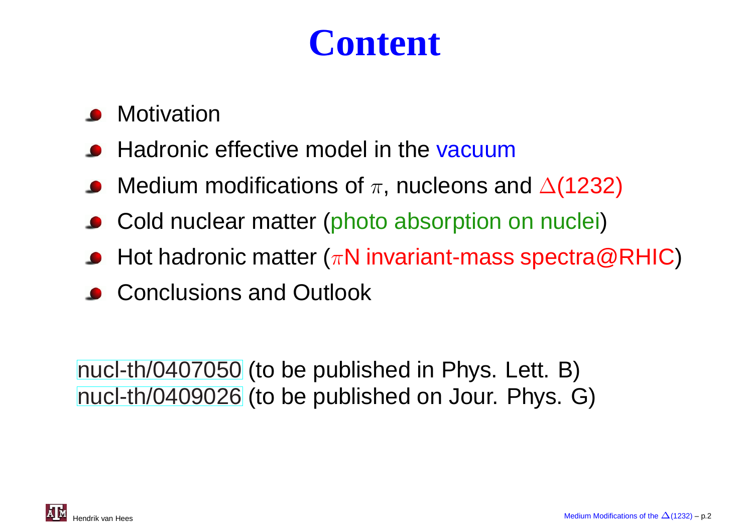# Content

- Motivation
- Hadronic effective model in the vacuum
- Medium modifications of $\pi$, nucleons and $\Delta(1232)$
- Cold nuclear matter (photo absorption on nuclei)
- Hot hadronic matter ($\pi$N invariant-mass spectra@RHIC)
- Conclusions and Outlook

nucl-th/0407050 (to be published in Phys. Lett. B)
nucl-th/0409026 (to be published on Jour. Phys. G)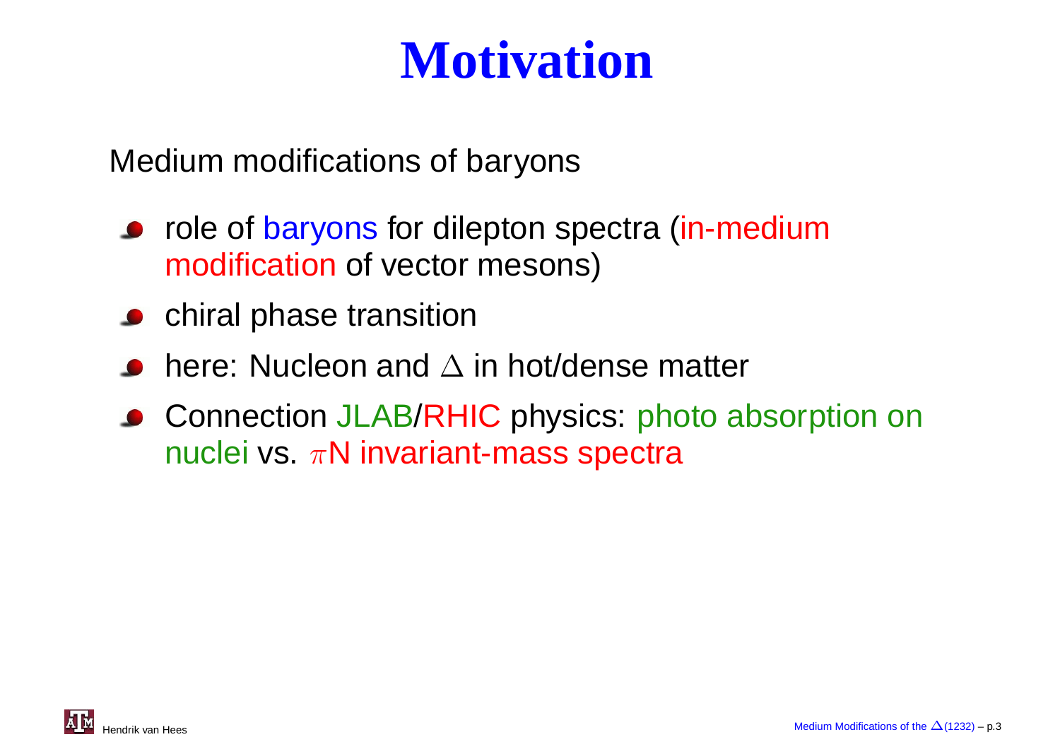# Motivation

Medium modifications of baryons

- role of baryons for dilepton spectra (in-medium modification of vector mesons)
- chiral phase transition
- here: Nucleon and $\Delta$ in hot/dense matter
- Connection JLAB/RHIC physics: photo absorption on nuclei vs. $\pi$N invariant-mass spectra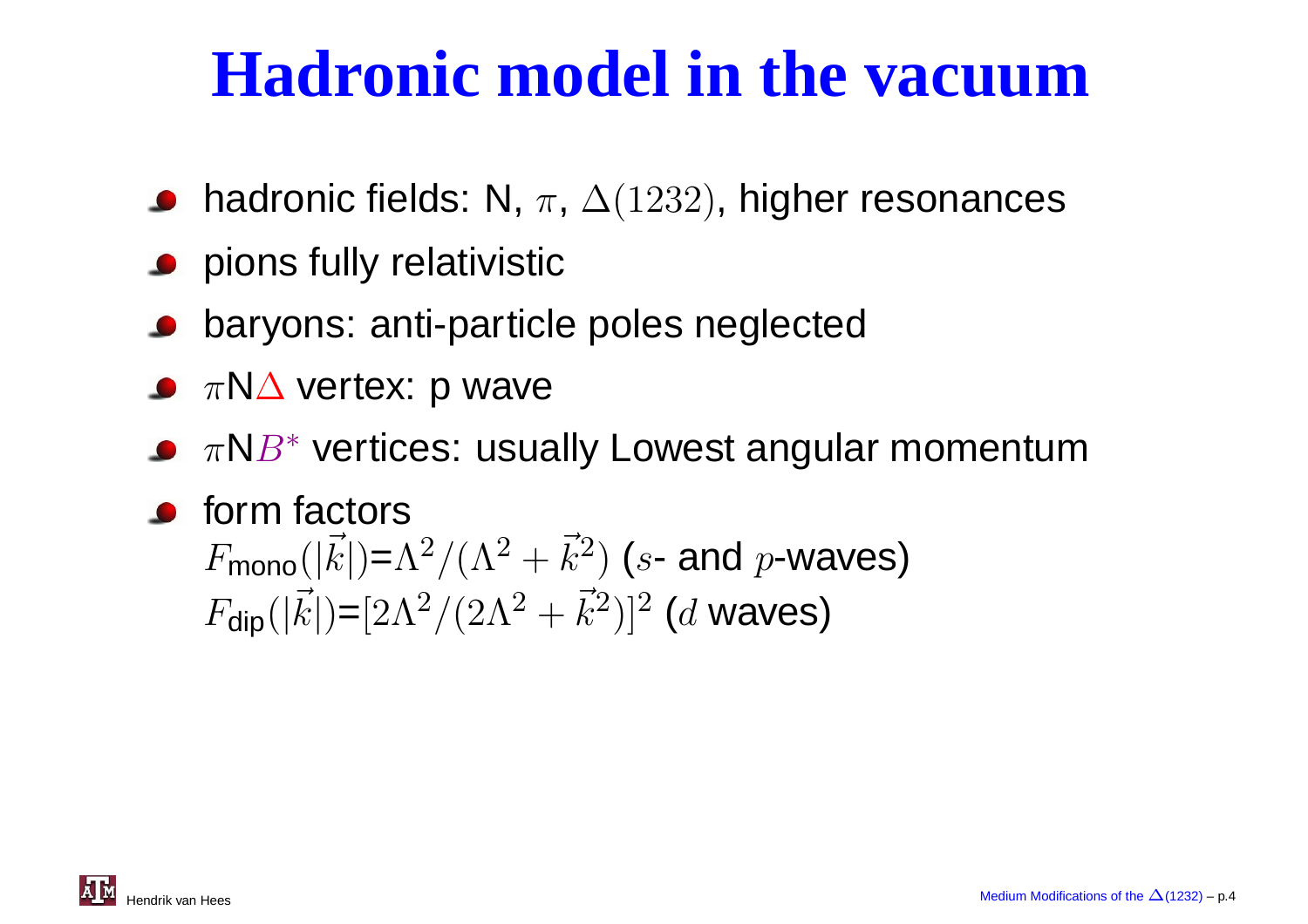# Hadronic model in the vacuum

- hadronic fields: N, $\pi$, $\Delta(1232)$, higher resonances
- pions fully relativistic
- baryons: anti-particle poles neglected
- $\pi$N$\Delta$ vertex: p wave
- $\pi$N$B^*$ vertices: usually Lowest angular momentum
- form factors
  $F_{\text{mono}}(|\vec{k}|)=\Lambda^2/(\Lambda^2+\vec{k}^2)$ ($s$- and $p$-waves)
  $F_{\text{dip}}(|\vec{k}|)=[2\Lambda^2/(2\Lambda^2+\vec{k}^2)]^2$ ($d$ waves)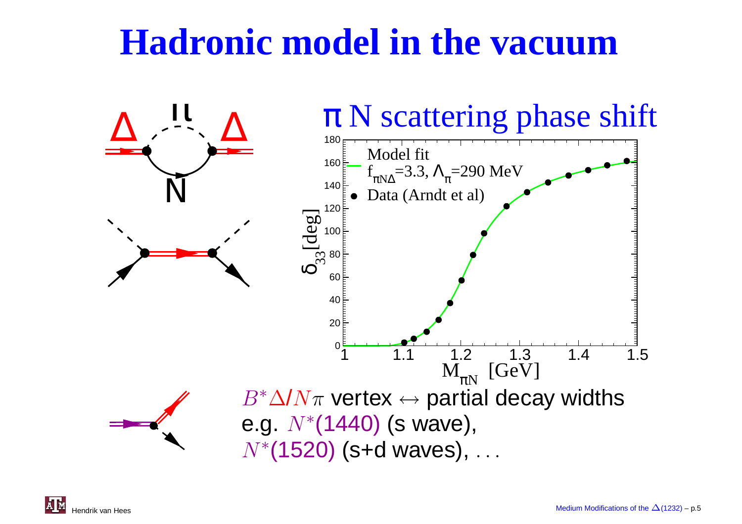# Hadronic model in the vacuum

## $\pi$ N scattering phase shift

Model fit $f_{\pi N \Delta}$=3.3, $\Lambda_\pi$=290 MeV

Data (Arndt et al)

$\delta_{33}$ [deg]

$M_{\pi N}$ [GeV]

$B^* \Delta / N\pi$ vertex $\leftrightarrow$ partial decay widths
e.g. $N^*$(1440) (s wave),
$N^*$(1520) (s+d waves), ...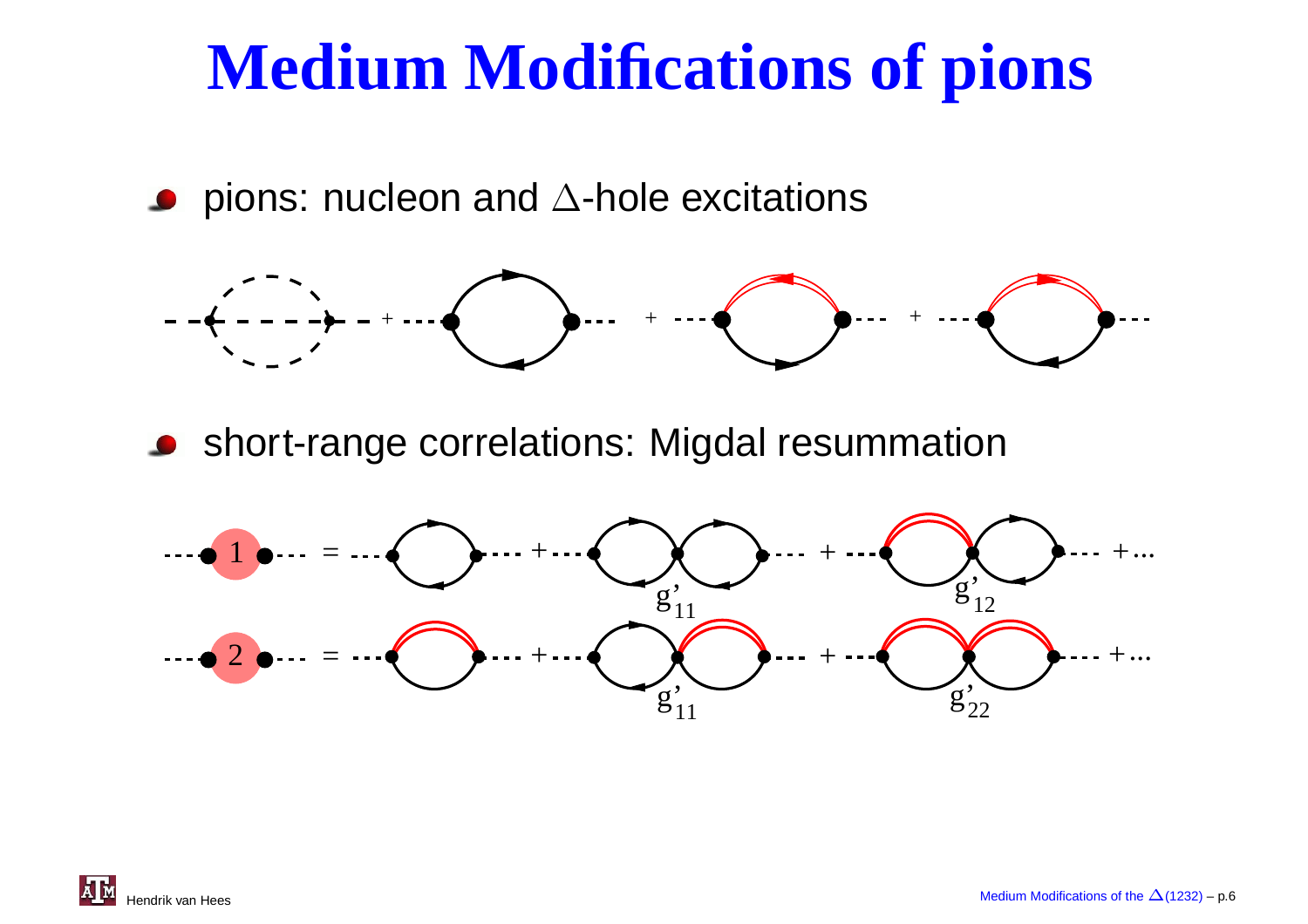# Medium Modifications of pions

- pions: nucleon and $\Delta$-hole excitations

- short-range correlations: Migdal resummation

$g'_{11}$ $g'_{12}$

$g'_{11}$ $g'_{22}$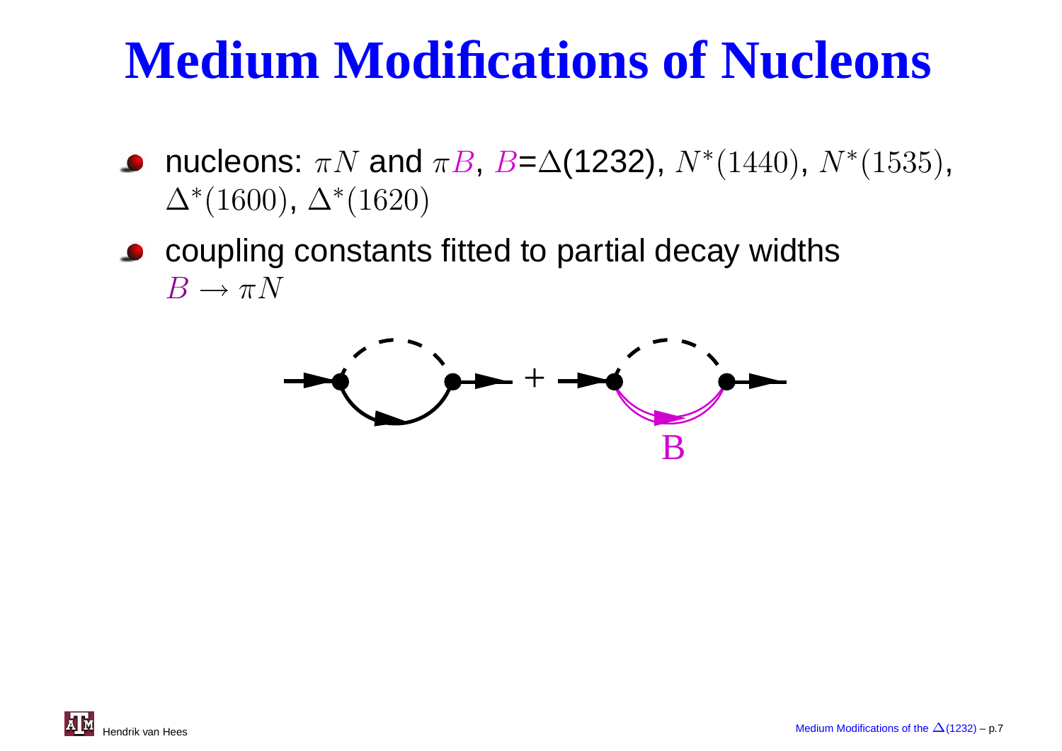# Medium Modifications of Nucleons

- nucleons: $\pi N$ and $\pi B$, $B$=$\Delta$(1232), $N^*(1440)$, $N^*(1535)$, $\Delta^*(1600)$, $\Delta^*(1620)$
- coupling constants fitted to partial decay widths $B \to \pi N$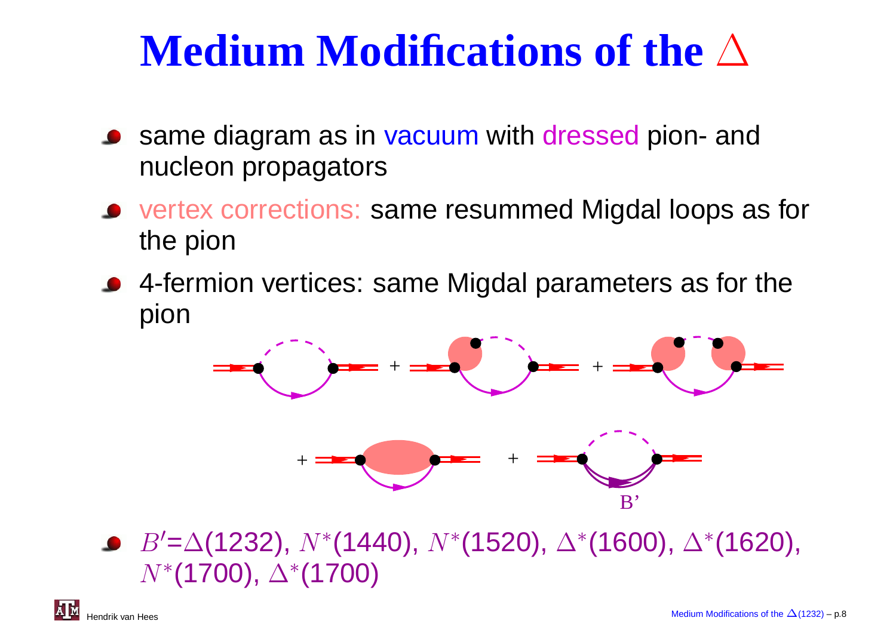# Medium Modifications of the $\Delta$

- same diagram as in vacuum with dressed pion- and nucleon propagators
- vertex corrections: same resummed Migdal loops as for the pion
- 4-fermion vertices: same Migdal parameters as for the pion

+ + + + B'

- $B'$=$\Delta$(1232), $N^*$(1440), $N^*$(1520), $\Delta^*$(1600), $\Delta^*$(1620), $N^*$(1700), $\Delta^*$(1700)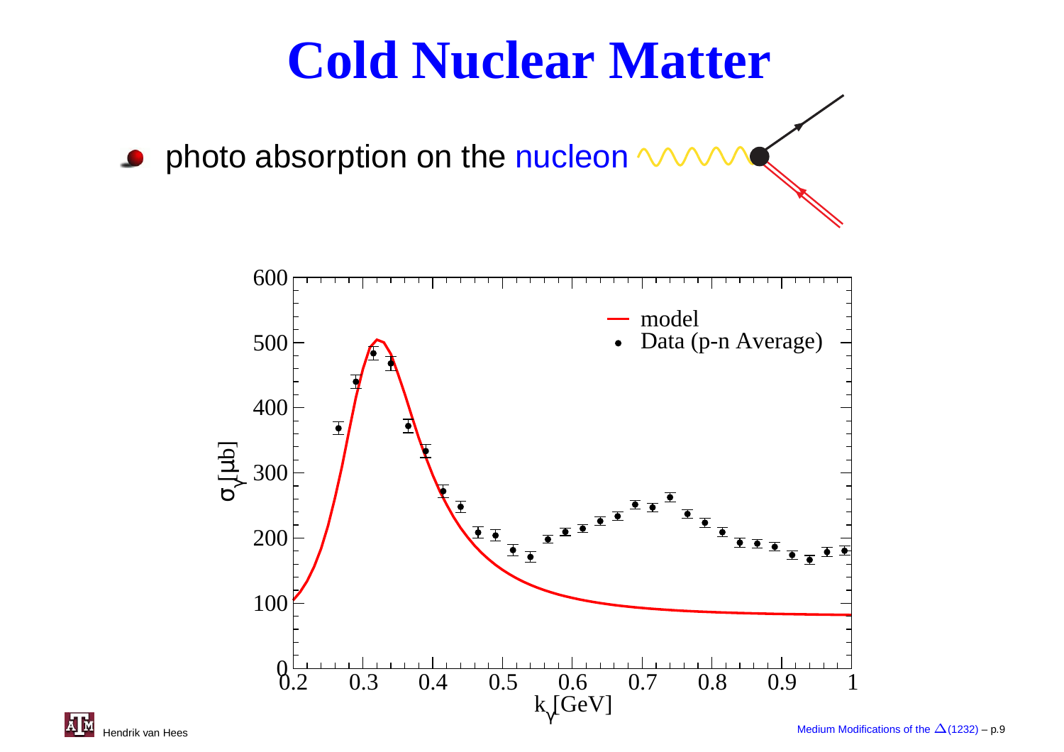# Cold Nuclear Matter

- photo absorption on the nucleon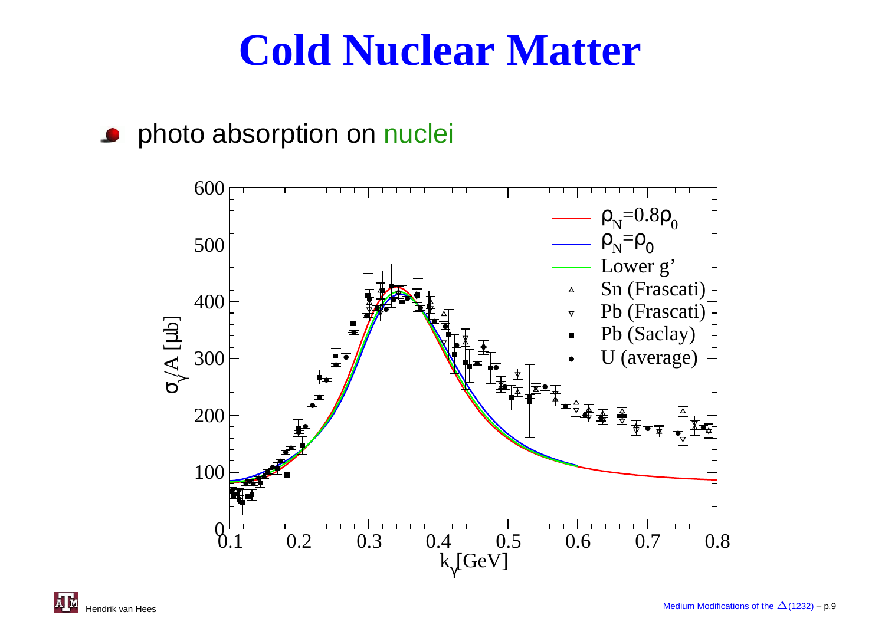# Cold Nuclear Matter

- photo absorption on nuclei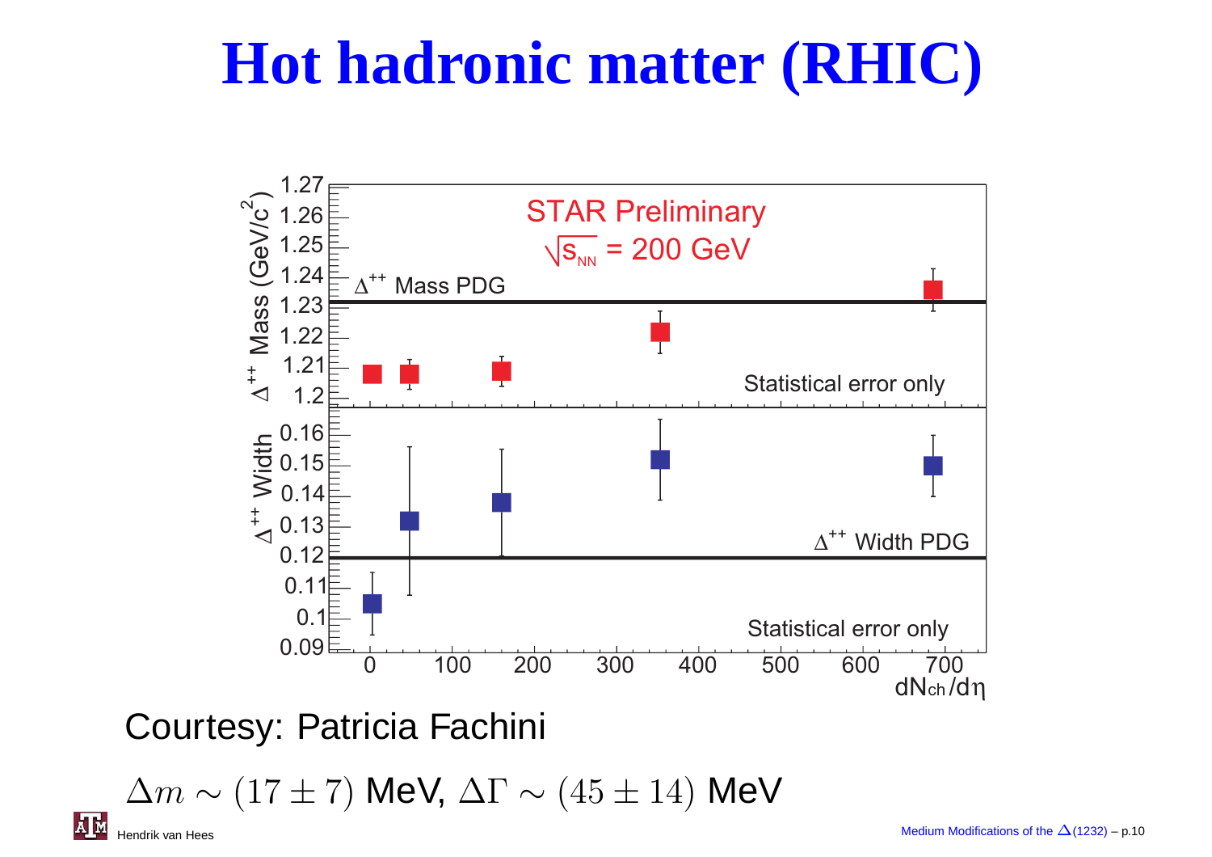# Hot hadronic matter (RHIC)

Courtesy: Patricia Fachini

$\Delta m \sim (17 \pm 7)$ MeV, $\Delta\Gamma \sim (45 \pm 14)$ MeV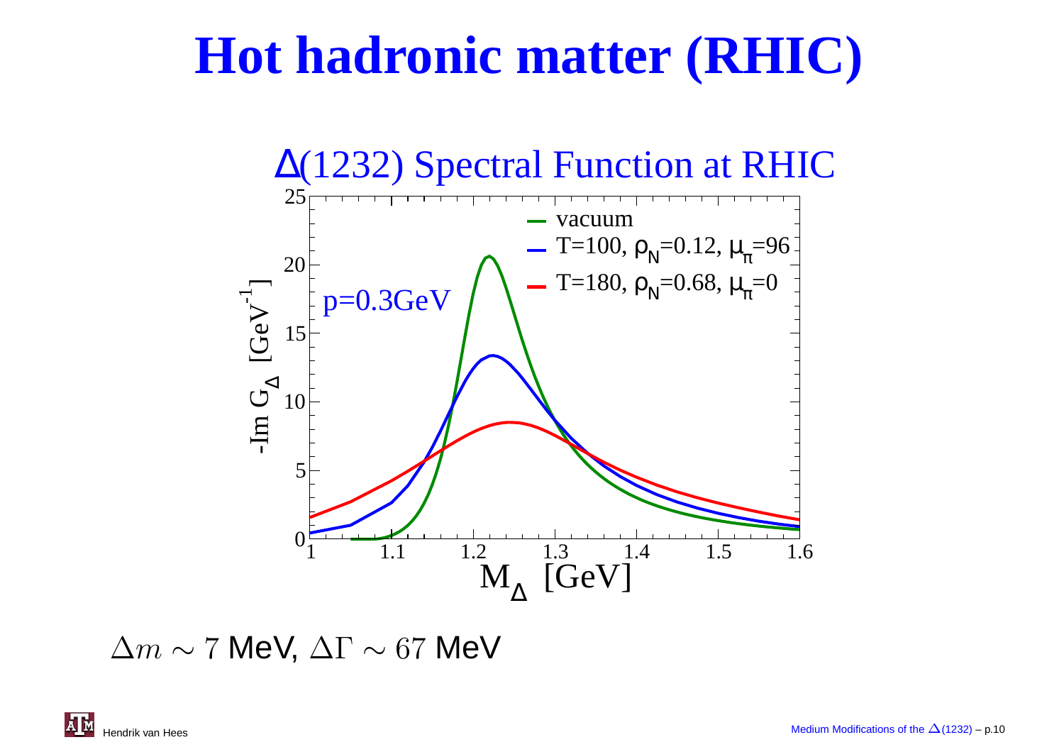# Hot hadronic matter (RHIC)

$\Delta m \sim 7$ MeV, $\Delta\Gamma \sim 67$ MeV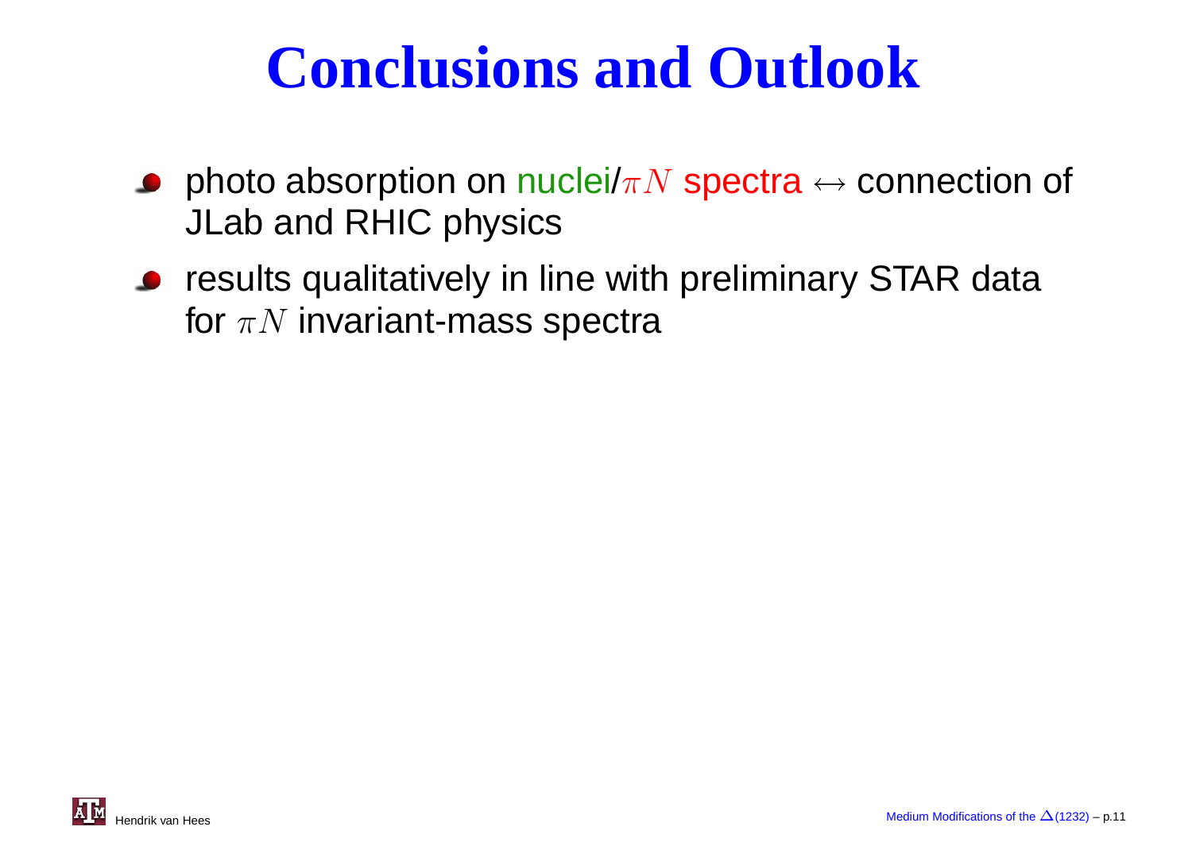# Conclusions and Outlook

- photo absorption on nuclei/$\pi N$ spectra $\leftrightarrow$ connection of JLab and RHIC physics
- results qualitatively in line with preliminary STAR data for $\pi N$ invariant-mass spectra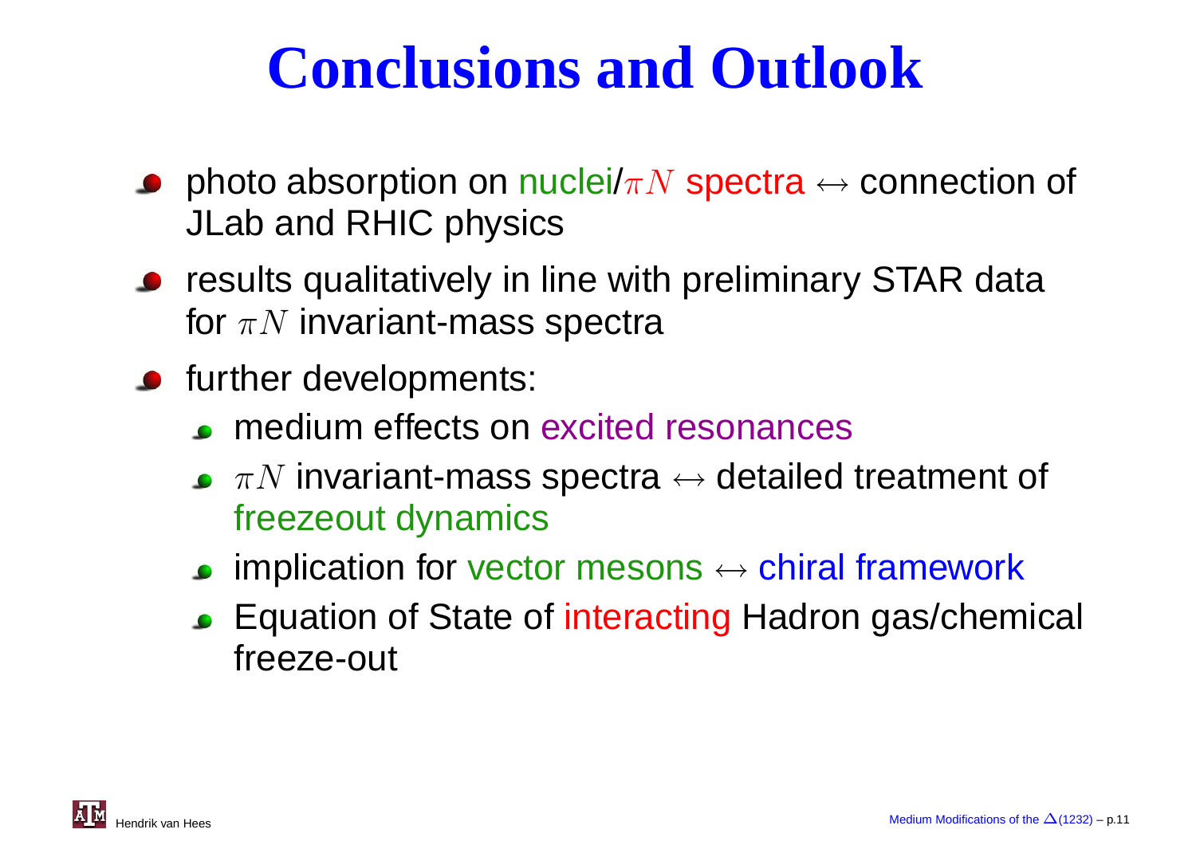# Conclusions and Outlook

- photo absorption on nuclei/$\pi N$ spectra $\leftrightarrow$ connection of JLab and RHIC physics
- results qualitatively in line with preliminary STAR data for $\pi N$ invariant-mass spectra
- further developments:
  - medium effects on excited resonances
  - $\pi N$ invariant-mass spectra $\leftrightarrow$ detailed treatment of freezeout dynamics
  - implication for vector mesons $\leftrightarrow$ chiral framework
  - Equation of State of interacting Hadron gas/chemical freeze-out